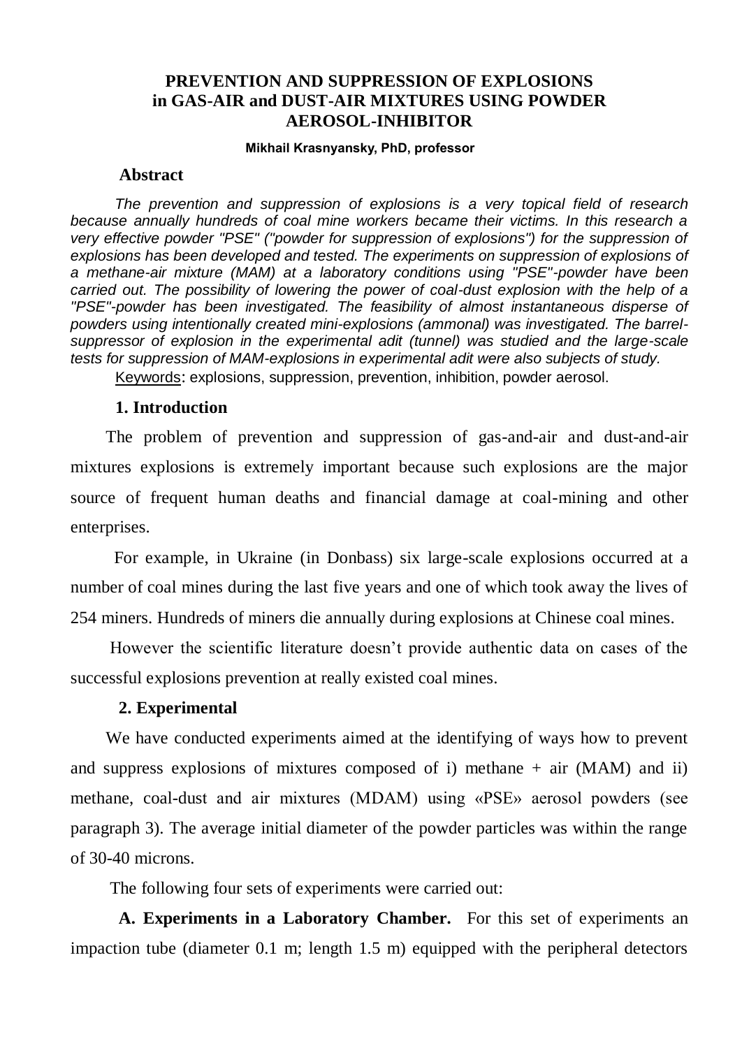# PREVENTION AND SUPPRESSION OF EXPLOSIONS in GAS-AIR and DUST-AIR MIXTURES USING POWDER AEROSOL-INHIBITOR

**Mikhail Krasnyansky, PhD, professor**

## Abstract

*The prevention and suppression of explosions is a very topical field of research because annually hundreds of coal mine workers became their victims. In this research a very effective powder "PSE" ("powder for suppression of explosions") for the suppression of explosions has been developed and tested. The experiments on suppression of explosions of a methane-air mixture (MAM) at a laboratory conditions using "PSE"-powder have been carried out. The possibility of lowering the power of coal-dust explosion with the help of a "PSE"-powder has been investigated. The feasibility of almost instantaneous disperse of powders using intentionally created mini-explosions (ammonal) was investigated. The barrel-suppressor of explosion in the experimental adit (tunnel) was studied and the large-scale tests for suppression of MAM-explosions in experimental adit were also subjects of study.*

Keywords: explosions, suppression, prevention, inhibition, powder aerosol.

## 1. Introduction

The problem of prevention and suppression of gas-and-air and dust-and-air mixtures explosions is extremely important because such explosions are the major source of frequent human deaths and financial damage at coal-mining and other enterprises.

For example, in Ukraine (in Donbass) six large-scale explosions occurred at a number of coal mines during the last five years and one of which took away the lives of 254 miners. Hundreds of miners die annually during explosions at Chinese coal mines.

However the scientific literature doesn't provide authentic data on cases of the successful explosions prevention at really existed coal mines.

## 2. Experimental

We have conducted experiments aimed at the identifying of ways how to prevent and suppress explosions of mixtures composed of i) methane + air (MAM) and ii) methane, coal-dust and air mixtures (MDAM) using «PSE» aerosol powders (see paragraph 3). The average initial diameter of the powder particles was within the range of 30-40 microns.

The following four sets of experiments were carried out:

**A. Experiments in a Laboratory Chamber.** For this set of experiments an impaction tube (diameter 0.1 m; length 1.5 m) equipped with the peripheral detectors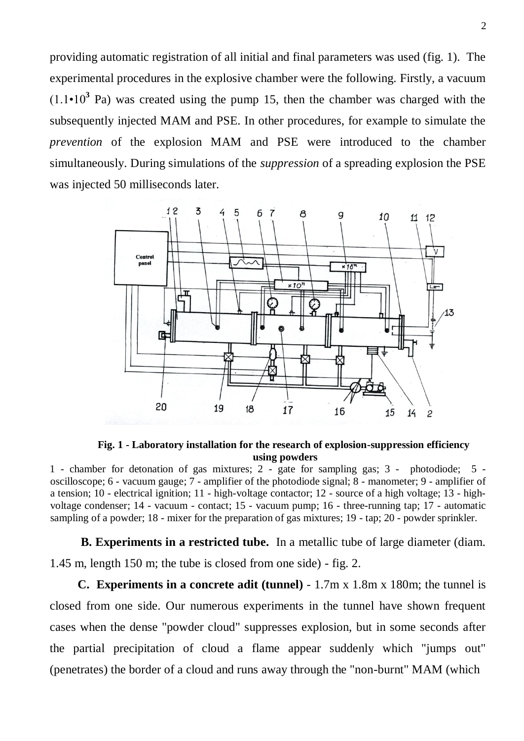providing automatic registration of all initial and final parameters was used (fig. 1). The experimental procedures in the explosive chamber were the following. Firstly, a vacuum ($1.1 \cdot 10^3$ Pa) was created using the pump 15, then the chamber was charged with the subsequently injected MAM and PSE. In other procedures, for example to simulate the *prevention* of the explosion MAM and PSE were introduced to the chamber simultaneously. During simulations of the *suppression* of a spreading explosion the PSE was injected 50 milliseconds later.

**Fig. 1 - Laboratory installation for the research of explosion-suppression efficiency using powders**

1 - chamber for detonation of gas mixtures; 2 - gate for sampling gas; 3 - photodiode; 5 - oscilloscope; 6 - vacuum gauge; 7 - amplifier of the photodiode signal; 8 - manometer; 9 - amplifier of a tension; 10 - electrical ignition; 11 - high-voltage contactor; 12 - source of a high voltage; 13 - high-voltage condenser; 14 - vacuum - contact; 15 - vacuum pump; 16 - three-running tap; 17 - automatic sampling of a powder; 18 - mixer for the preparation of gas mixtures; 19 - tap; 20 - powder sprinkler.

**B. Experiments in a restricted tube.** In a metallic tube of large diameter (diam. 1.45 m, length 150 m; the tube is closed from one side) - fig. 2.

**C. Experiments in a concrete adit (tunnel)** - 1.7m x 1.8m x 180m; the tunnel is closed from one side. Our numerous experiments in the tunnel have shown frequent cases when the dense "powder cloud" suppresses explosion, but in some seconds after the partial precipitation of cloud a flame appear suddenly which "jumps out" (penetrates) the border of a cloud and runs away through the "non-burnt" MAM (which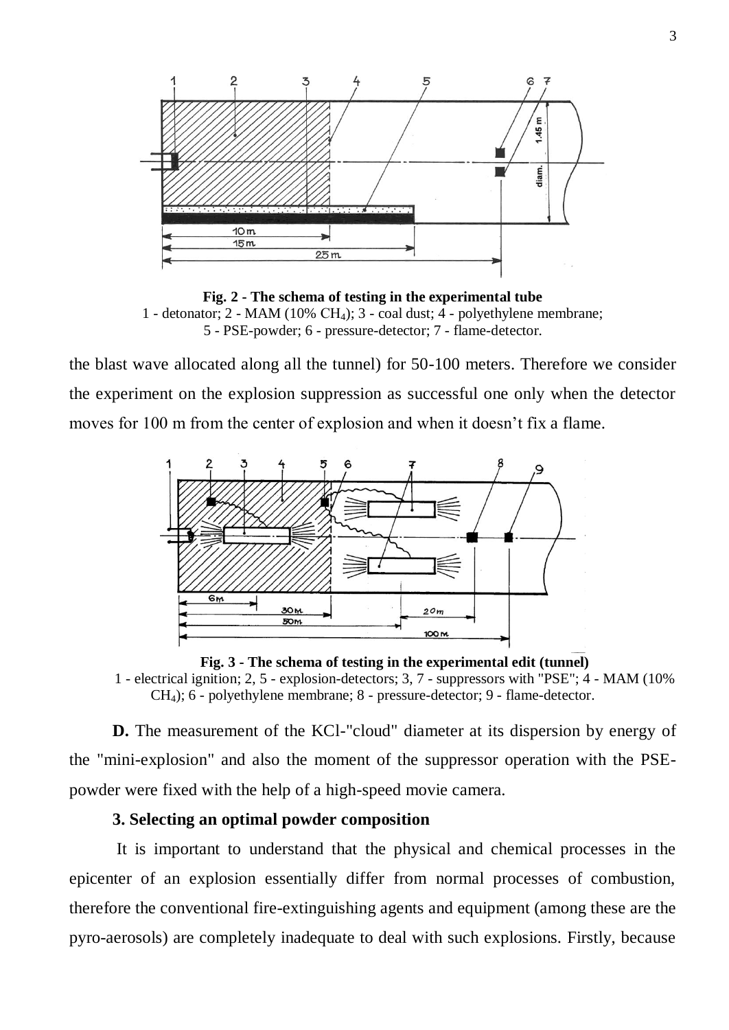**Fig. 2 - The schema of testing in the experimental tube**
1 - detonator; 2 - MAM (10% $CH_4$); 3 - coal dust; 4 - polyethylene membrane; 5 - PSE-powder; 6 - pressure-detector; 7 - flame-detector.

the blast wave allocated along all the tunnel) for 50-100 meters. Therefore we consider the experiment on the explosion suppression as successful one only when the detector moves for 100 m from the center of explosion and when it doesn't fix a flame.

**Fig. 3 - The schema of testing in the experimental edit (tunnel)**
1 - electrical ignition; 2, 5 - explosion-detectors; 3, 7 - suppressors with "PSE"; 4 - MAM (10% $CH_4$); 6 - polyethylene membrane; 8 - pressure-detector; 9 - flame-detector.

**D.** The measurement of the KCl-"cloud" diameter at its dispersion by energy of the "mini-explosion" and also the moment of the suppressor operation with the PSE-powder were fixed with the help of a high-speed movie camera.

### 3. Selecting an optimal powder composition

It is important to understand that the physical and chemical processes in the epicenter of an explosion essentially differ from normal processes of combustion, therefore the conventional fire-extinguishing agents and equipment (among these are the pyro-aerosols) are completely inadequate to deal with such explosions. Firstly, because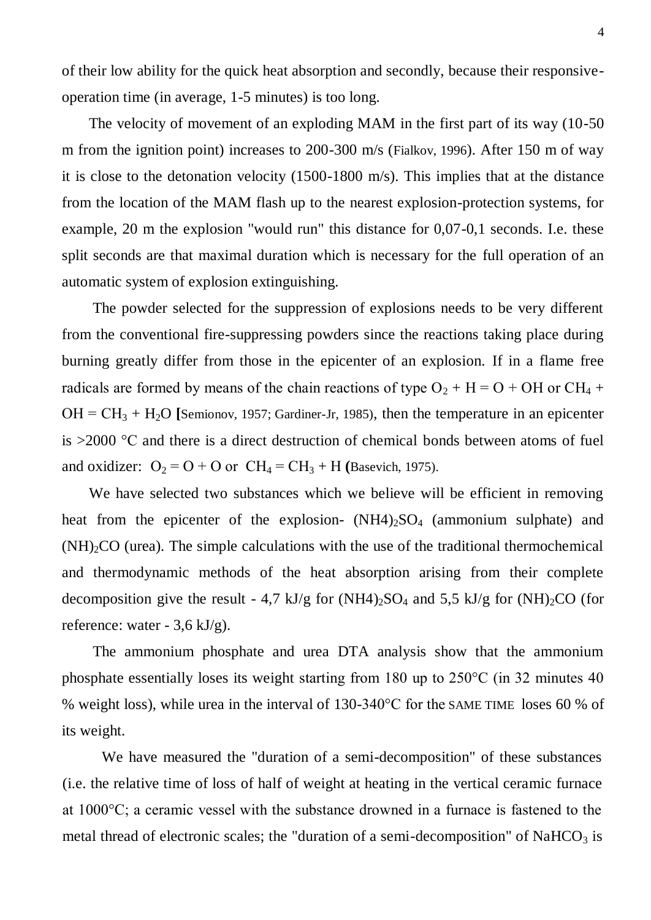of their low ability for the quick heat absorption and secondly, because their responsive-operation time (in average, 1-5 minutes) is too long.

The velocity of movement of an exploding MAM in the first part of its way (10-50 m from the ignition point) increases to 200-300 m/s (Fialkov, 1996). After 150 m of way it is close to the detonation velocity (1500-1800 m/s). This implies that at the distance from the location of the MAM flash up to the nearest explosion-protection systems, for example, 20 m the explosion "would run" this distance for 0,07-0,1 seconds. I.e. these split seconds are that maximal duration which is necessary for the full operation of an automatic system of explosion extinguishing.

The powder selected for the suppression of explosions needs to be very different from the conventional fire-suppressing powders since the reactions taking place during burning greatly differ from those in the epicenter of an explosion. If in a flame free radicals are formed by means of the chain reactions of type $O_2 + H = O + OH$ or $CH_4 + OH = CH_3 + H_2O$ [Semionov, 1957; Gardiner-Jr, 1985), then the temperature in an epicenter is >2000 °C and there is a direct destruction of chemical bonds between atoms of fuel and oxidizer: $O_2 = O + O$ or $CH_4 = CH_3 + H$ (Basevich, 1975).

We have selected two substances which we believe will be efficient in removing heat from the epicenter of the explosion- $(NH4)_2SO_4$ (ammonium sulphate) and $(NH)_2CO$ (urea). The simple calculations with the use of the traditional thermochemical and thermodynamic methods of the heat absorption arising from their complete decomposition give the result - 4,7 kJ/g for $(NH4)_2SO_4$ and 5,5 kJ/g for $(NH)_2CO$ (for reference: water - 3,6 kJ/g).

The ammonium phosphate and urea DTA analysis show that the ammonium phosphate essentially loses its weight starting from 180 up to 250°C (in 32 minutes 40 % weight loss), while urea in the interval of 130-340°C for the SAME TIME loses 60 % of its weight.

We have measured the "duration of a semi-decomposition" of these substances (i.e. the relative time of loss of half of weight at heating in the vertical ceramic furnace at 1000°C; a ceramic vessel with the substance drowned in a furnace is fastened to the metal thread of electronic scales; the "duration of a semi-decomposition" of $NaHCO_3$ is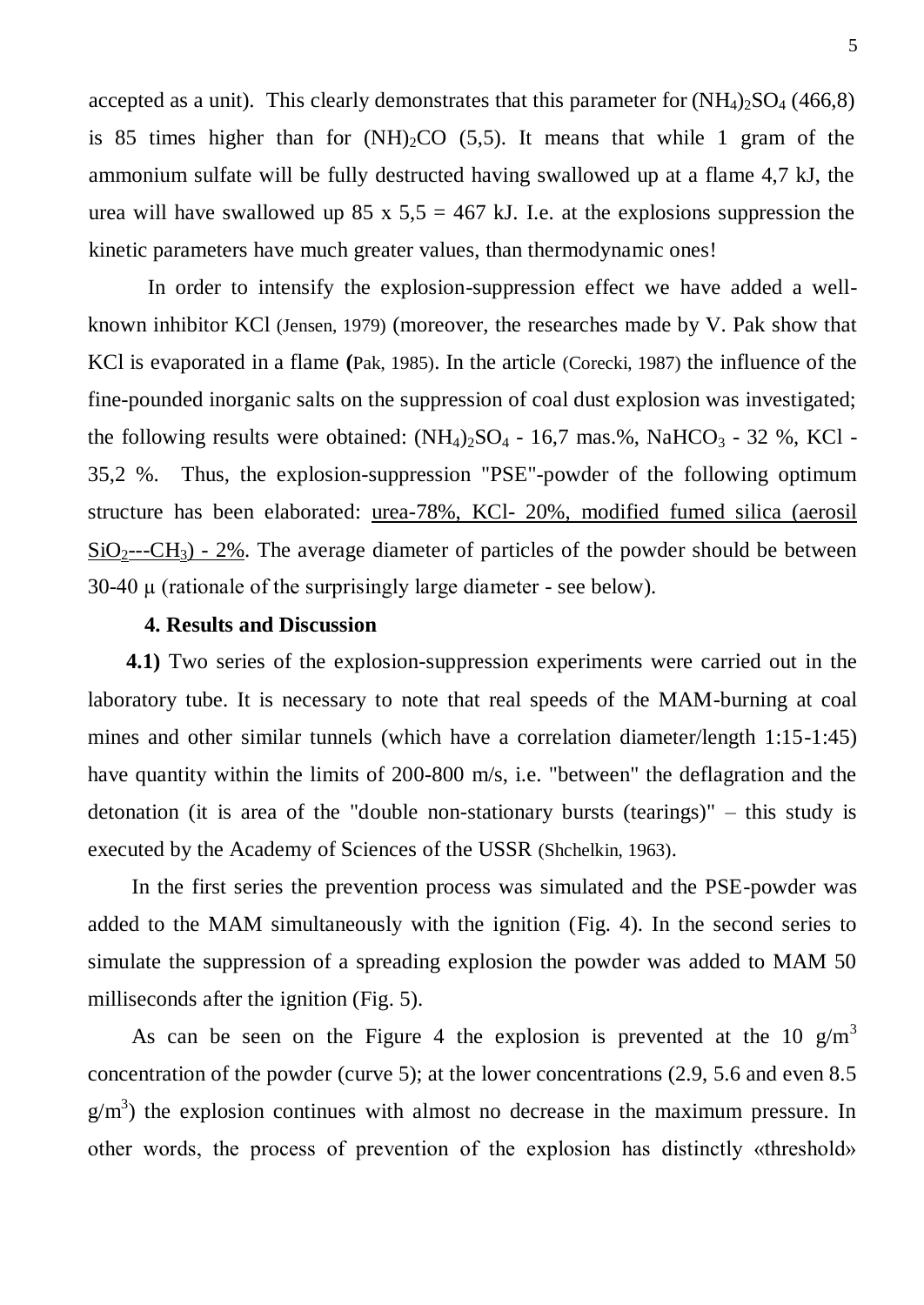accepted as a unit). This clearly demonstrates that this parameter for $(NH_4)_2SO_4$ (466,8) is 85 times higher than for $(NH)_2CO$ (5,5). It means that while 1 gram of the ammonium sulfate will be fully destructed having swallowed up at a flame 4,7 kJ, the urea will have swallowed up 85 x 5,5 = 467 kJ. I.e. at the explosions suppression the kinetic parameters have much greater values, than thermodynamic ones!

In order to intensify the explosion-suppression effect we have added a well-known inhibitor KCl (Jensen, 1979) (moreover, the researches made by V. Pak show that KCl is evaporated in a flame **(**Pak, 1985). In the article (Corecki, 1987) the influence of the fine-pounded inorganic salts on the suppression of coal dust explosion was investigated; the following results were obtained: $(NH_4)_2SO_4$ - 16,7 mas.%, $NaHCO_3$ - 32 %, KCl - 35,2 %. Thus, the explosion-suppression "PSE"-powder of the following optimum structure has been elaborated: urea-78%, KCl- 20%, modified fumed silica (aerosil $SiO_2$---$CH_3$) - 2%. The average diameter of particles of the powder should be between 30-40 μ (rationale of the surprisingly large diameter - see below).

### 4. Results and Discussion

**4.1)** Two series of the explosion-suppression experiments were carried out in the laboratory tube. It is necessary to note that real speeds of the MAM-burning at coal mines and other similar tunnels (which have a correlation diameter/length 1:15-1:45) have quantity within the limits of 200-800 m/s, i.e. "between" the deflagration and the detonation (it is area of the "double non-stationary bursts (tearings)" – this study is executed by the Academy of Sciences of the USSR (Shchelkin, 1963).

In the first series the prevention process was simulated and the PSE-powder was added to the MAM simultaneously with the ignition (Fig. 4). In the second series to simulate the suppression of a spreading explosion the powder was added to MAM 50 milliseconds after the ignition (Fig. 5).

As can be seen on the Figure 4 the explosion is prevented at the 10 $g/m^3$ concentration of the powder (curve 5); at the lower concentrations (2.9, 5.6 and even 8.5 $g/m^3$) the explosion continues with almost no decrease in the maximum pressure. In other words, the process of prevention of the explosion has distinctly «threshold»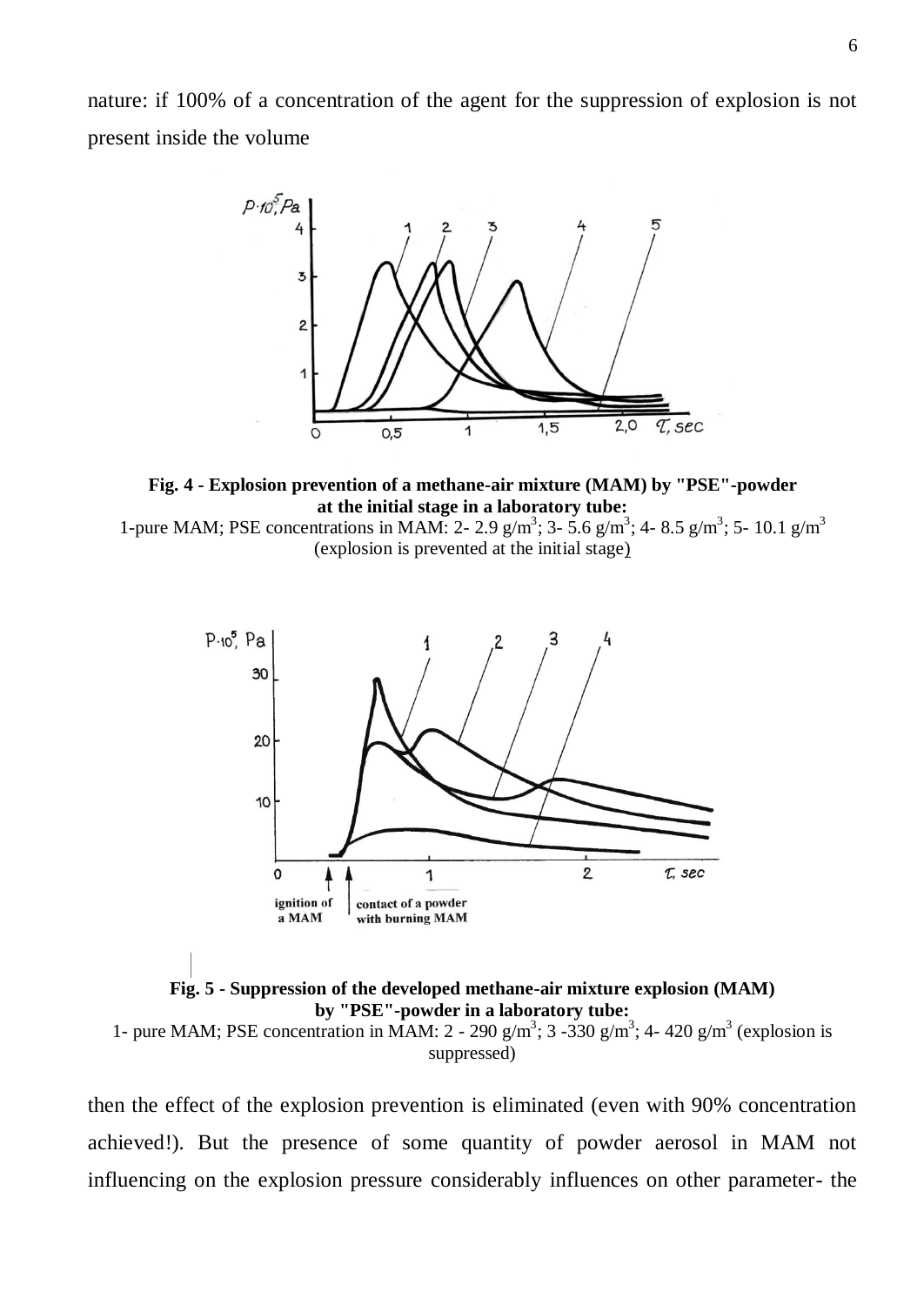nature: if 100% of a concentration of the agent for the suppression of explosion is not present inside the volume

**Fig. 4 - Explosion prevention of a methane-air mixture (MAM) by "PSE"-powder at the initial stage in a laboratory tube:**
1-pure MAM; PSE concentrations in MAM: 2- 2.9 $g/m^3$; 3- 5.6 $g/m^3$; 4- 8.5 $g/m^3$; 5- 10.1 $g/m^3$ (explosion is prevented at the initial stage)

**Fig. 5 - Suppression of the developed methane-air mixture explosion (MAM) by "PSE"-powder in a laboratory tube:**
1- pure MAM; PSE concentration in MAM: 2 - 290 $g/m^3$; 3 -330 $g/m^3$; 4- 420 $g/m^3$ (explosion is suppressed)

then the effect of the explosion prevention is eliminated (even with 90% concentration achieved!). But the presence of some quantity of powder aerosol in MAM not influencing on the explosion pressure considerably influences on other parameter- the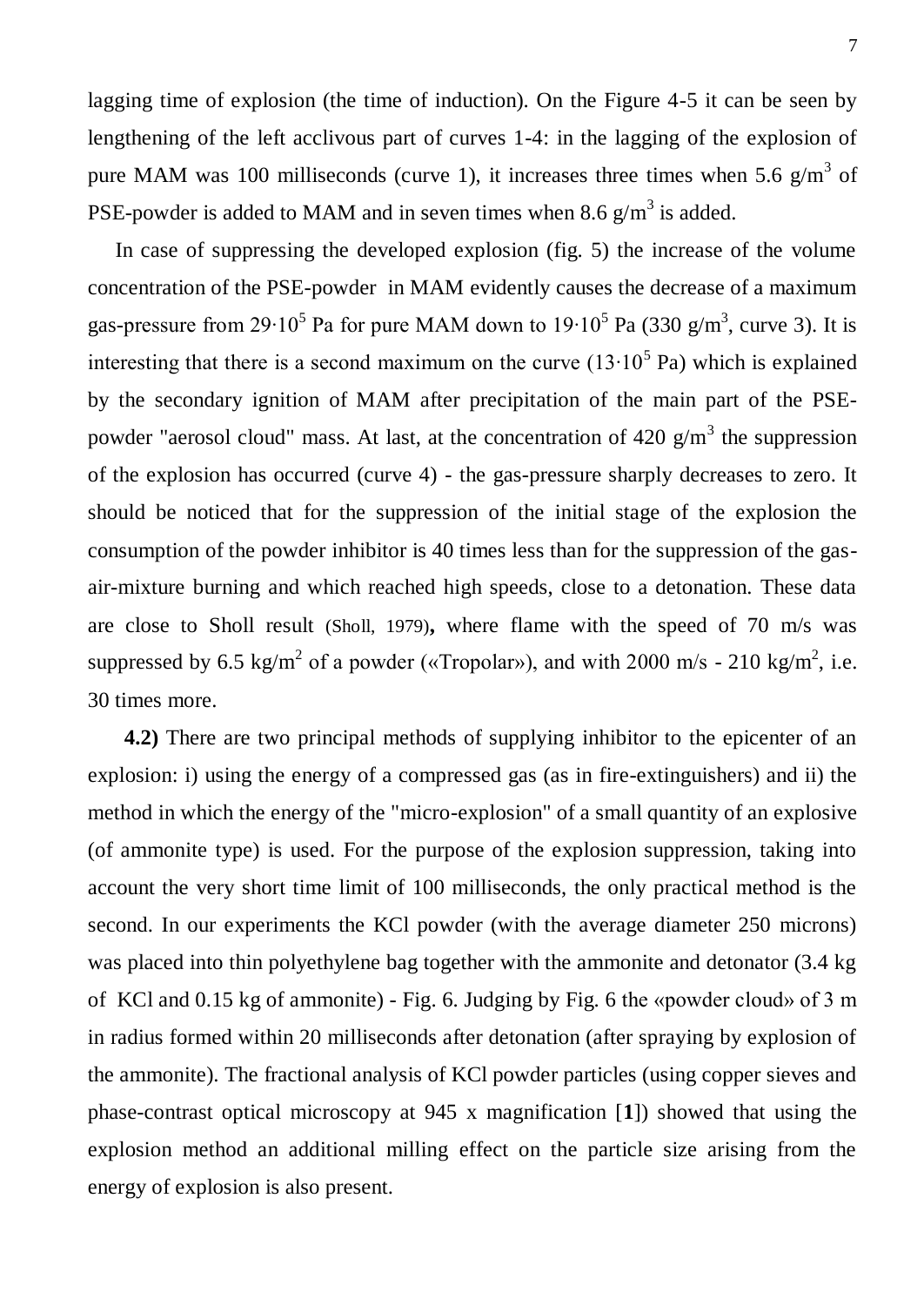lagging time of explosion (the time of induction). On the Figure 4-5 it can be seen by lengthening of the left acclivous part of curves 1-4: in the lagging of the explosion of pure MAM was 100 milliseconds (curve 1), it increases three times when 5.6 $g/m^3$ of PSE-powder is added to MAM and in seven times when 8.6 $g/m^3$ is added.

In case of suppressing the developed explosion (fig. 5) the increase of the volume concentration of the PSE-powder in MAM evidently causes the decrease of a maximum gas-pressure from $29 \cdot 10^5$ Pa for pure MAM down to $19 \cdot 10^5$ Pa (330 $g/m^3$, curve 3). It is interesting that there is a second maximum on the curve ($13 \cdot 10^5$ Pa) which is explained by the secondary ignition of MAM after precipitation of the main part of the PSE-powder "aerosol cloud" mass. At last, at the concentration of 420 $g/m^3$ the suppression of the explosion has occurred (curve 4) - the gas-pressure sharply decreases to zero. It should be noticed that for the suppression of the initial stage of the explosion the consumption of the powder inhibitor is 40 times less than for the suppression of the gas-air-mixture burning and which reached high speeds, close to a detonation. These data are close to Sholl result (Sholl, 1979)**,** where flame with the speed of 70 m/s was suppressed by 6.5 $kg/m^2$ of a powder («Tropolar»), and with 2000 m/s - 210 $kg/m^2$, i.e. 30 times more.

**4.2)** There are two principal methods of supplying inhibitor to the epicenter of an explosion: i) using the energy of a compressed gas (as in fire-extinguishers) and ii) the method in which the energy of the "micro-explosion" of a small quantity of an explosive (of ammonite type) is used. For the purpose of the explosion suppression, taking into account the very short time limit of 100 milliseconds, the only practical method is the second. In our experiments the KCl powder (with the average diameter 250 microns) was placed into thin polyethylene bag together with the ammonite and detonator (3.4 kg of KCl and 0.15 kg of ammonite) - Fig. 6. Judging by Fig. 6 the «powder cloud» of 3 m in radius formed within 20 milliseconds after detonation (after spraying by explosion of the ammonite). The fractional analysis of KCl powder particles (using copper sieves and phase-contrast optical microscopy at 945 x magnification [**1**]) showed that using the explosion method an additional milling effect on the particle size arising from the energy of explosion is also present.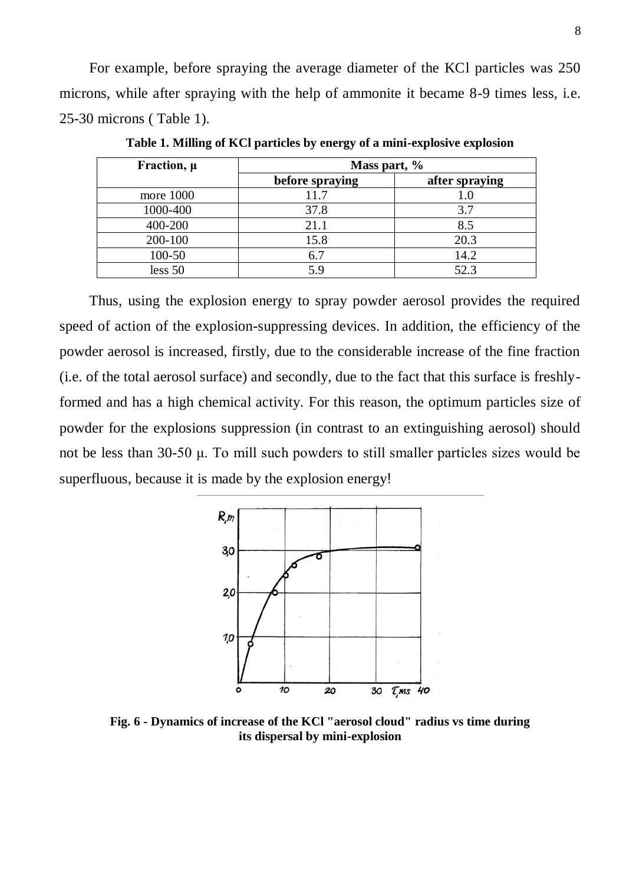For example, before spraying the average diameter of the KCl particles was 250 microns, while after spraying with the help of ammonite it became 8-9 times less, i.e. 25-30 microns ( Table 1).

**Table 1. Milling of KCl particles by energy of a mini-explosive explosion**

| Fraction, μ | Mass part, % | |
|---|---|---|
| | before spraying | after spraying |
| more 1000 | 11.7 | 1.0 |
| 1000-400 | 37.8 | 3.7 |
| 400-200 | 21.1 | 8.5 |
| 200-100 | 15.8 | 20.3 |
| 100-50 | 6.7 | 14.2 |
| less 50 | 5.9 | 52.3 |

Thus, using the explosion energy to spray powder aerosol provides the required speed of action of the explosion-suppressing devices. In addition, the efficiency of the powder aerosol is increased, firstly, due to the considerable increase of the fine fraction (i.e. of the total aerosol surface) and secondly, due to the fact that this surface is freshly-formed and has a high chemical activity. For this reason, the optimum particles size of powder for the explosions suppression (in contrast to an extinguishing aerosol) should not be less than 30-50 μ. To mill such powders to still smaller particles sizes would be superfluous, because it is made by the explosion energy!

**Fig. 6 - Dynamics of increase of the KCl "aerosol cloud" radius vs time during its dispersal by mini-explosion**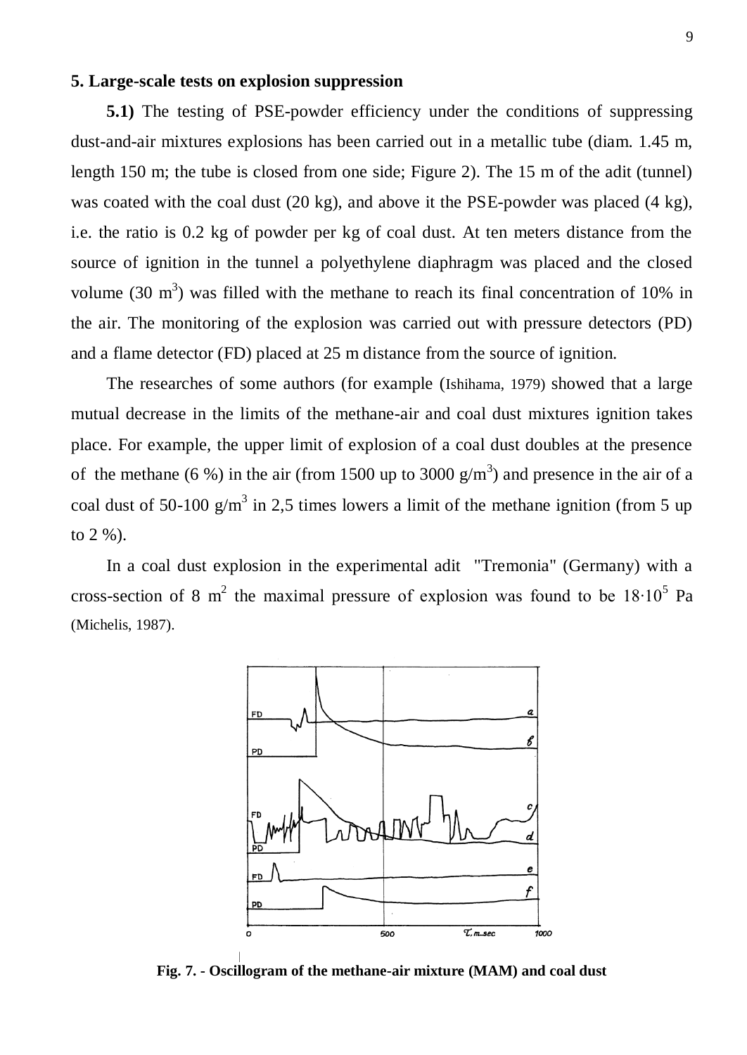## 5. Large-scale tests on explosion suppression

**5.1)** The testing of PSE-powder efficiency under the conditions of suppressing dust-and-air mixtures explosions has been carried out in a metallic tube (diam. 1.45 m, length 150 m; the tube is closed from one side; Figure 2). The 15 m of the adit (tunnel) was coated with the coal dust (20 kg), and above it the PSE-powder was placed (4 kg), i.e. the ratio is 0.2 kg of powder per kg of coal dust. At ten meters distance from the source of ignition in the tunnel a polyethylene diaphragm was placed and the closed volume (30 $m^3$) was filled with the methane to reach its final concentration of 10% in the air. The monitoring of the explosion was carried out with pressure detectors (PD) and a flame detector (FD) placed at 25 m distance from the source of ignition.

The researches of some authors (for example (Ishihama, 1979) showed that a large mutual decrease in the limits of the methane-air and coal dust mixtures ignition takes place. For example, the upper limit of explosion of a coal dust doubles at the presence of the methane (6 %) in the air (from 1500 up to 3000 $g/m^3$) and presence in the air of a coal dust of 50-100 $g/m^3$ in 2,5 times lowers a limit of the methane ignition (from 5 up to 2 %).

In a coal dust explosion in the experimental adit "Tremonia" (Germany) with a cross-section of 8 $m^2$ the maximal pressure of explosion was found to be $18 \cdot 10^5$ Pa (Michelis, 1987).

**Fig. 7. - Oscillogram of the methane-air mixture (MAM) and coal dust**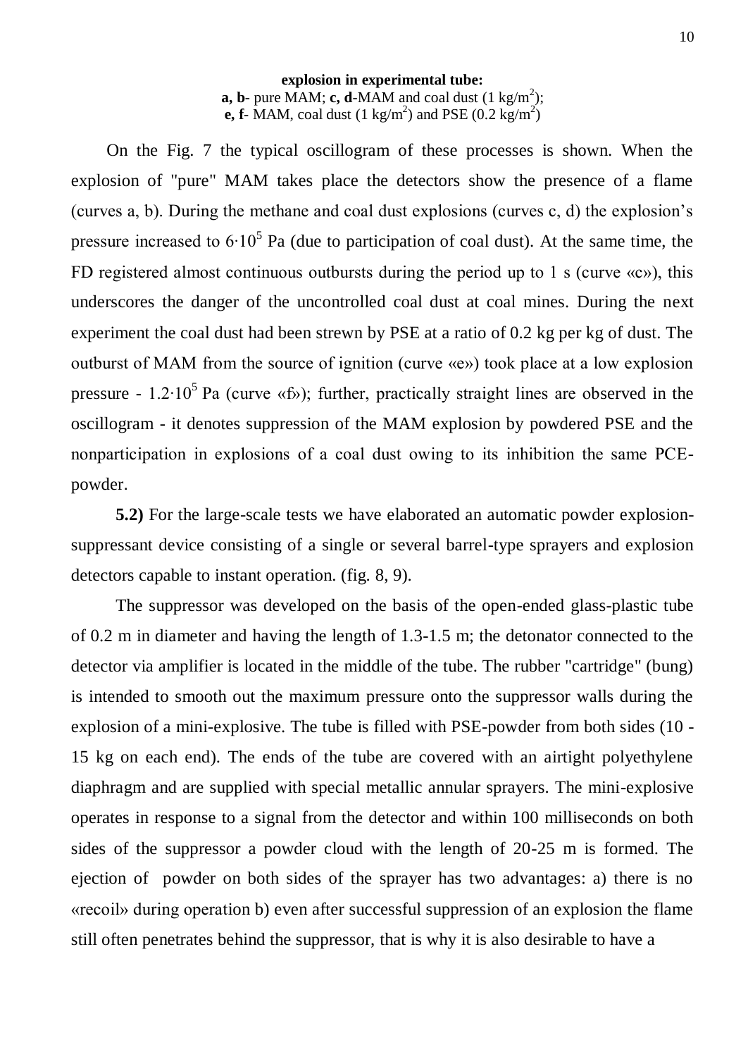**explosion in experimental tube:**
**a, b**- pure MAM; **c, d**-MAM and coal dust (1 kg/m$^2$);
**e, f**- MAM, coal dust (1 kg/m$^2$) and PSE (0.2 kg/m$^2$)

On the Fig. 7 the typical oscillogram of these processes is shown. When the explosion of "pure" MAM takes place the detectors show the presence of a flame (curves a, b). During the methane and coal dust explosions (curves c, d) the explosion's pressure increased to $6{\cdot}10^5$ Pa (due to participation of coal dust). At the same time, the FD registered almost continuous outbursts during the period up to 1 s (curve «c»), this underscores the danger of the uncontrolled coal dust at coal mines. During the next experiment the coal dust had been strewn by PSE at a ratio of 0.2 kg per kg of dust. The outburst of MAM from the source of ignition (curve «e») took place at a low explosion pressure - $1.2{\cdot}10^5$ Pa (curve «f»); further, practically straight lines are observed in the oscillogram - it denotes suppression of the MAM explosion by powdered PSE and the nonparticipation in explosions of a coal dust owing to its inhibition the same PCE-powder.

**5.2)** For the large-scale tests we have elaborated an automatic powder explosion-suppressant device consisting of a single or several barrel-type sprayers and explosion detectors capable to instant operation. (fig. 8, 9).

The suppressor was developed on the basis of the open-ended glass-plastic tube of 0.2 m in diameter and having the length of 1.3-1.5 m; the detonator connected to the detector via amplifier is located in the middle of the tube. The rubber "cartridge" (bung) is intended to smooth out the maximum pressure onto the suppressor walls during the explosion of a mini-explosive. The tube is filled with PSE-powder from both sides (10 - 15 kg on each end). The ends of the tube are covered with an airtight polyethylene diaphragm and are supplied with special metallic annular sprayers. The mini-explosive operates in response to a signal from the detector and within 100 milliseconds on both sides of the suppressor a powder cloud with the length of 20-25 m is formed. The ejection of powder on both sides of the sprayer has two advantages: a) there is no «recoil» during operation b) even after successful suppression of an explosion the flame still often penetrates behind the suppressor, that is why it is also desirable to have a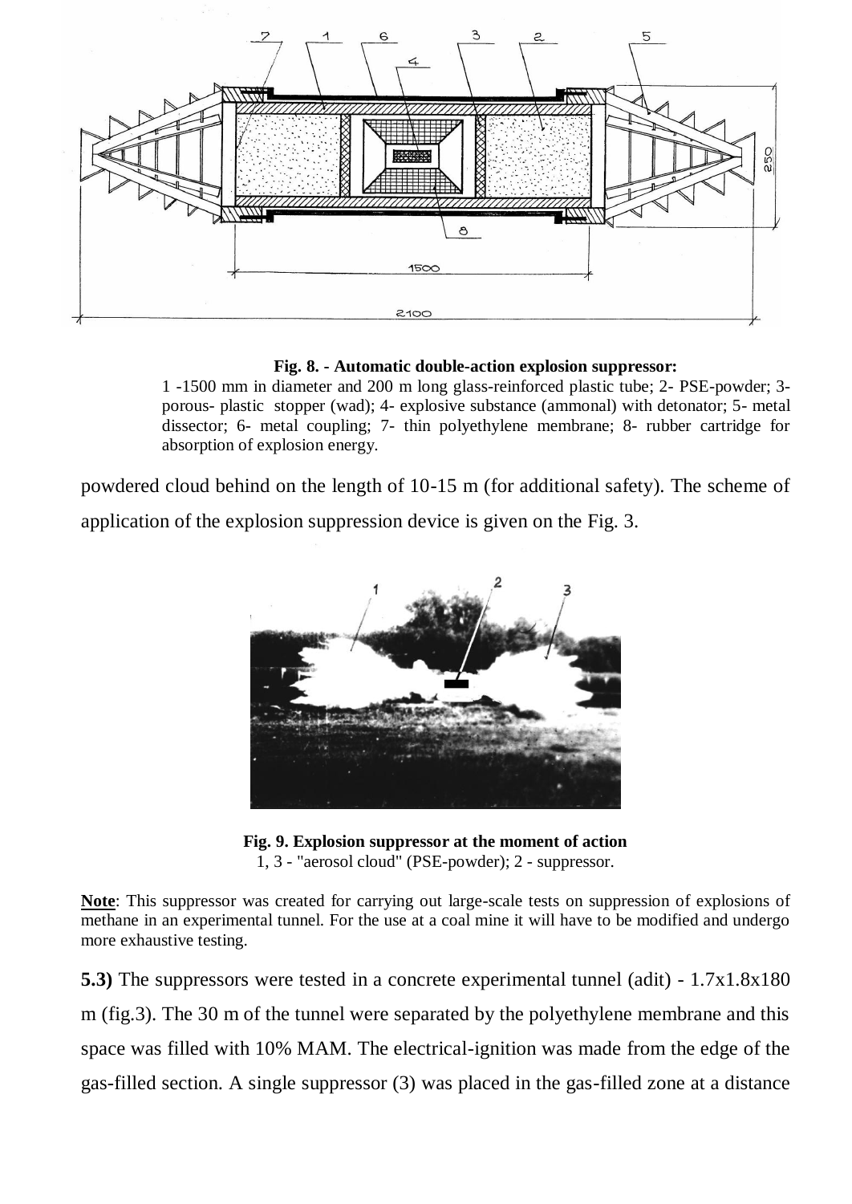**Fig. 8. - Automatic double-action explosion suppressor:**

1 -1500 mm in diameter and 200 m long glass-reinforced plastic tube; 2- PSE-powder; 3- porous- plastic stopper (wad); 4- explosive substance (ammonal) with detonator; 5- metal dissector; 6- metal coupling; 7- thin polyethylene membrane; 8- rubber cartridge for absorption of explosion energy.

powdered cloud behind on the length of 10-15 m (for additional safety). The scheme of application of the explosion suppression device is given on the Fig. 3.

**Fig. 9. Explosion suppressor at the moment of action**

1, 3 - "aerosol cloud" (PSE-powder); 2 - suppressor.

**Note**: This suppressor was created for carrying out large-scale tests on suppression of explosions of methane in an experimental tunnel. For the use at a coal mine it will have to be modified and undergo more exhaustive testing.

**5.3)** The suppressors were tested in a concrete experimental tunnel (adit) - 1.7x1.8x180 m (fig.3). The 30 m of the tunnel were separated by the polyethylene membrane and this space was filled with 10% MAM. The electrical-ignition was made from the edge of the gas-filled section. A single suppressor (3) was placed in the gas-filled zone at a distance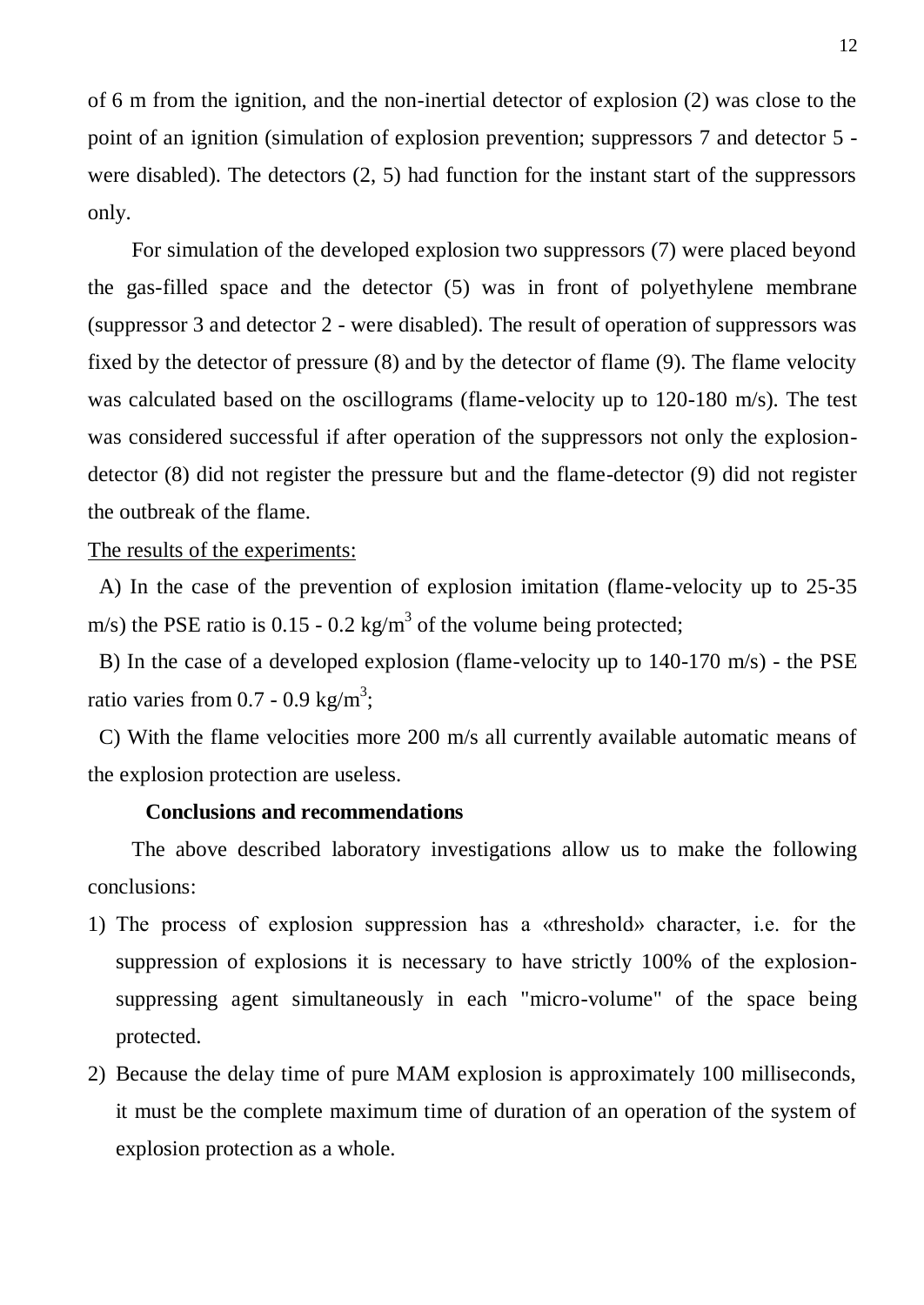of 6 m from the ignition, and the non-inertial detector of explosion (2) was close to the point of an ignition (simulation of explosion prevention; suppressors 7 and detector 5 - were disabled). The detectors (2, 5) had function for the instant start of the suppressors only.

For simulation of the developed explosion two suppressors (7) were placed beyond the gas-filled space and the detector (5) was in front of polyethylene membrane (suppressor 3 and detector 2 - were disabled). The result of operation of suppressors was fixed by the detector of pressure (8) and by the detector of flame (9). The flame velocity was calculated based on the oscillograms (flame-velocity up to 120-180 m/s). The test was considered successful if after operation of the suppressors not only the explosion-detector (8) did not register the pressure but and the flame-detector (9) did not register the outbreak of the flame.

<u>The results of the experiments:</u>

A) In the case of the prevention of explosion imitation (flame-velocity up to 25-35 m/s) the PSE ratio is 0.15 - 0.2 kg/m$^3$ of the volume being protected;

B) In the case of a developed explosion (flame-velocity up to 140-170 m/s) - the PSE ratio varies from 0.7 - 0.9 kg/m$^3$;

C) With the flame velocities more 200 m/s all currently available automatic means of the explosion protection are useless.

**Conclusions and recommendations**

The above described laboratory investigations allow us to make the following conclusions:

1) The process of explosion suppression has a «threshold» character, i.e. for the suppression of explosions it is necessary to have strictly 100% of the explosion-suppressing agent simultaneously in each "micro-volume" of the space being protected.
2) Because the delay time of pure MAM explosion is approximately 100 milliseconds, it must be the complete maximum time of duration of an operation of the system of explosion protection as a whole.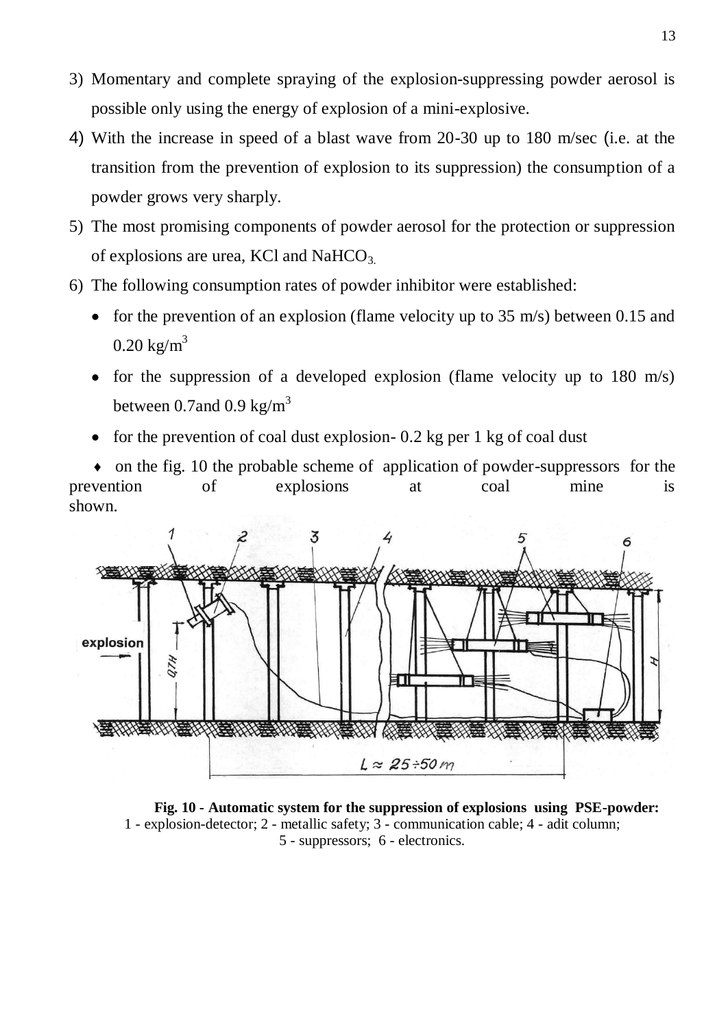3) Momentary and complete spraying of the explosion-suppressing powder aerosol is possible only using the energy of explosion of a mini-explosive.
4) With the increase in speed of a blast wave from 20-30 up to 180 m/sec (i.e. at the transition from the prevention of explosion to its suppression) the consumption of a powder grows very sharply.
5) The most promising components of powder aerosol for the protection or suppression of explosions are urea, KCl and $NaHCO_3$.
6) The following consumption rates of powder inhibitor were established:
   - for the prevention of an explosion (flame velocity up to 35 m/s) between 0.15 and 0.20 $kg/m^3$
   - for the suppression of a developed explosion (flame velocity up to 180 m/s) between 0.7and 0.9 $kg/m^3$
   - for the prevention of coal dust explosion- 0.2 kg per 1 kg of coal dust

♦ on the fig. 10 the probable scheme of application of powder-suppressors for the prevention of explosions at coal mine is shown.

**Fig. 10 - Automatic system for the suppression of explosions using PSE-powder:**
1 - explosion-detector; 2 - metallic safety; 3 - communication cable; 4 - adit column; 5 - suppressors; 6 - electronics.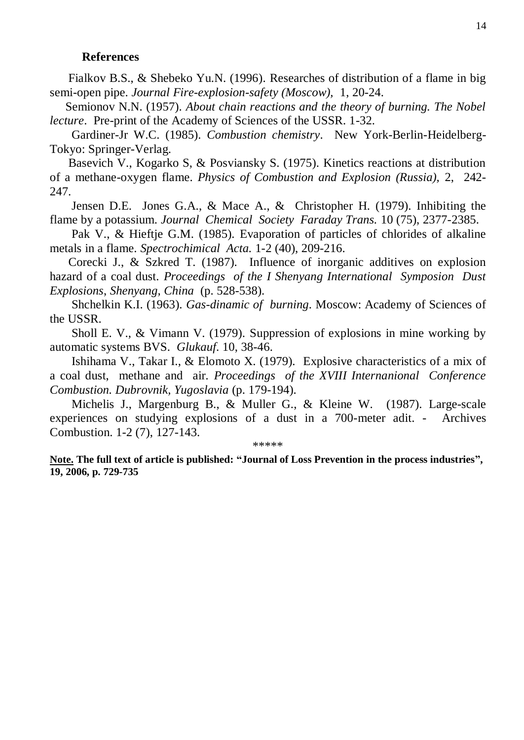**References**

Fialkov B.S., & Shebeko Yu.N. (1996). Researches of distribution of a flame in big semi-open pipe. *Journal Fire-explosion-safety (Moscow),* 1, 20-24.

Semionov N.N. (1957). *About chain reactions and the theory of burning. The Nobel lecture*. Pre-print of the Academy of Sciences of the USSR. 1-32.

Gardiner-Jr W.C. (1985). *Combustion chemistry*. New York-Berlin-Heidelberg-Tokyo: Springer-Verlag.

Basevich V., Kogarko S, & Posviansky S. (1975). Kinetics reactions at distribution of a methane-oxygen flame. *Physics of Combustion and Explosion (Russia),* 2, 242-247.

Jensen D.E. Jones G.A., & Mace A., & Christopher H. (1979). Inhibiting the flame by a potassium. *Journal Chemical Society Faraday Trans.* 10 (75), 2377-2385.

Pak V., & Hieftje G.M. (1985). Evaporation of particles of chlorides of alkaline metals in a flame. *Spectrochimical Acta.* 1-2 (40), 209-216.

Corecki J., & Szkred T. (1987). Influence of inorganic additives on explosion hazard of a coal dust. *Proceedings of the I Shenyang International Symposion Dust Explosions*, *Shenyang, China* (p. 528-538).

Shchelkin K.I. (1963). *Gas-dinamic of burning*. Moscow: Academy of Sciences of the USSR.

Sholl E. V., & Vimann V. (1979). Suppression of explosions in mine working by automatic systems BVS. *Glukauf.* 10, 38-46.

Ishihama V., Takar I., & Elomoto X. (1979). Explosive characteristics of a mix of a coal dust, methane and air. *Proceedings of the XVIII Internanional Conference Combustion. Dubrovnik, Yugoslavia* (p. 179-194).

Michelis J., Margenburg B., & Muller G., & Kleine W. (1987). Large-scale experiences on studying explosions of a dust in a 700-meter adit. - Archives Combustion. 1-2 (7), 127-143.

\*\*\*\*\*

**<u>Note.</u> The full text of article is published: "Journal of Loss Prevention in the process industries", 19, 2006, p. 729-735**